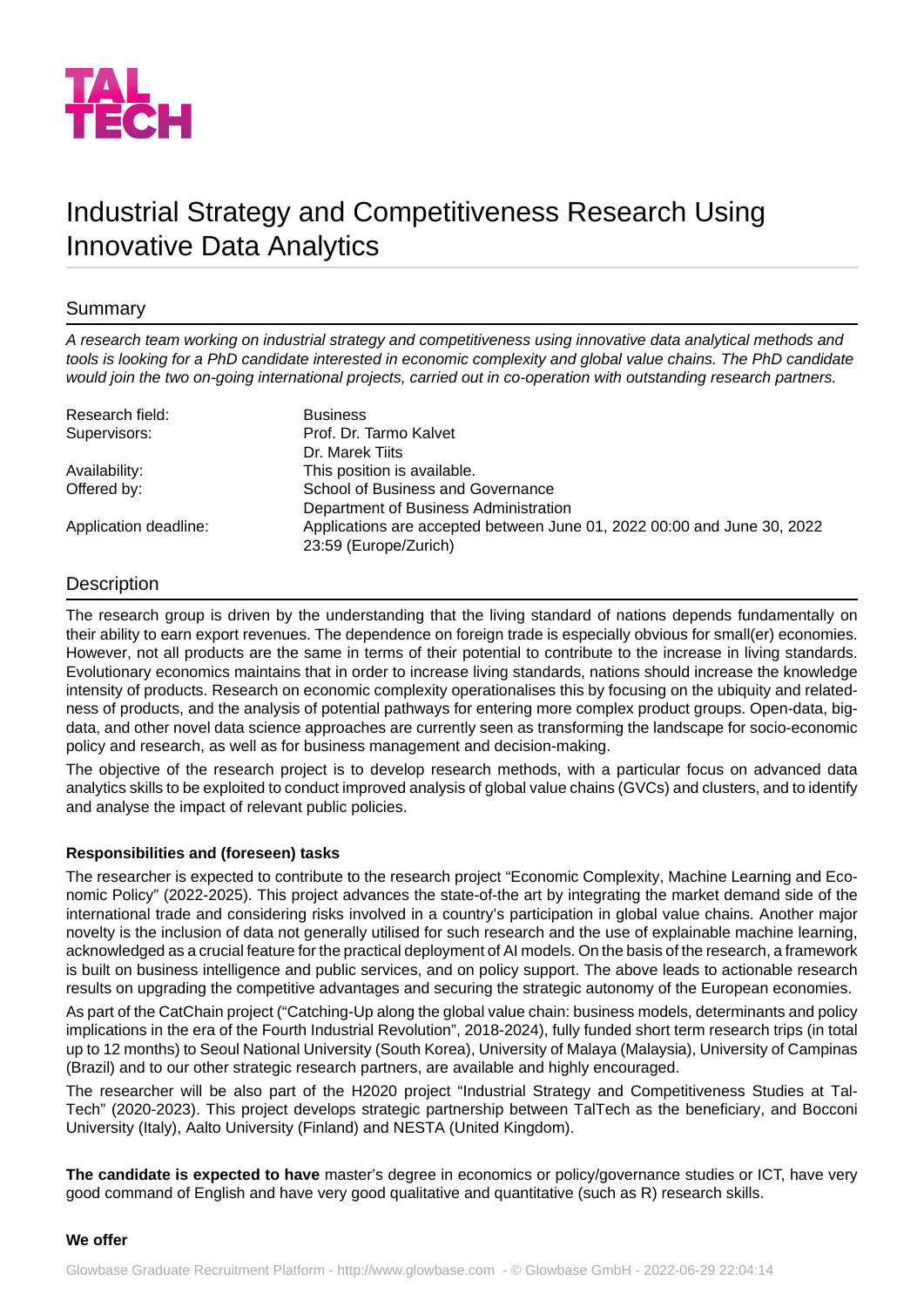TAL TECH

# Industrial Strategy and Competitiveness Research Using Innovative Data Analytics

## Summary

*A research team working on industrial strategy and competitiveness using innovative data analytical methods and tools is looking for a PhD candidate interested in economic complexity and global value chains. The PhD candidate would join the two on-going international projects, carried out in co-operation with outstanding research partners.*

| | |
|---|---|
| Research field: | Business |
| Supervisors: | Prof. Dr. Tarmo Kalvet<br>Dr. Marek Tiits |
| Availability: | This position is available. |
| Offered by: | School of Business and Governance<br>Department of Business Administration |
| Application deadline: | Applications are accepted between June 01, 2022 00:00 and June 30, 2022 23:59 (Europe/Zurich) |

## Description

The research group is driven by the understanding that the living standard of nations depends fundamentally on their ability to earn export revenues. The dependence on foreign trade is especially obvious for small(er) economies. However, not all products are the same in terms of their potential to contribute to the increase in living standards. Evolutionary economics maintains that in order to increase living standards, nations should increase the knowledge intensity of products. Research on economic complexity operationalises this by focusing on the ubiquity and relatedness of products, and the analysis of potential pathways for entering more complex product groups. Open-data, big-data, and other novel data science approaches are currently seen as transforming the landscape for socio-economic policy and research, as well as for business management and decision-making.

The objective of the research project is to develop research methods, with a particular focus on advanced data analytics skills to be exploited to conduct improved analysis of global value chains (GVCs) and clusters, and to identify and analyse the impact of relevant public policies.

**Responsibilities and (foreseen) tasks**

The researcher is expected to contribute to the research project "Economic Complexity, Machine Learning and Economic Policy" (2022-2025). This project advances the state-of-the art by integrating the market demand side of the international trade and considering risks involved in a country's participation in global value chains. Another major novelty is the inclusion of data not generally utilised for such research and the use of explainable machine learning, acknowledged as a crucial feature for the practical deployment of AI models. On the basis of the research, a framework is built on business intelligence and public services, and on policy support. The above leads to actionable research results on upgrading the competitive advantages and securing the strategic autonomy of the European economies.

As part of the CatChain project ("Catching-Up along the global value chain: business models, determinants and policy implications in the era of the Fourth Industrial Revolution", 2018-2024), fully funded short term research trips (in total up to 12 months) to Seoul National University (South Korea), University of Malaya (Malaysia), University of Campinas (Brazil) and to our other strategic research partners, are available and highly encouraged.

The researcher will be also part of the H2020 project "Industrial Strategy and Competitiveness Studies at TalTech" (2020-2023). This project develops strategic partnership between TalTech as the beneficiary, and Bocconi University (Italy), Aalto University (Finland) and NESTA (United Kingdom).

**The candidate is expected to have** master's degree in economics or policy/governance studies or ICT, have very good command of English and have very good qualitative and quantitative (such as R) research skills.

**We offer**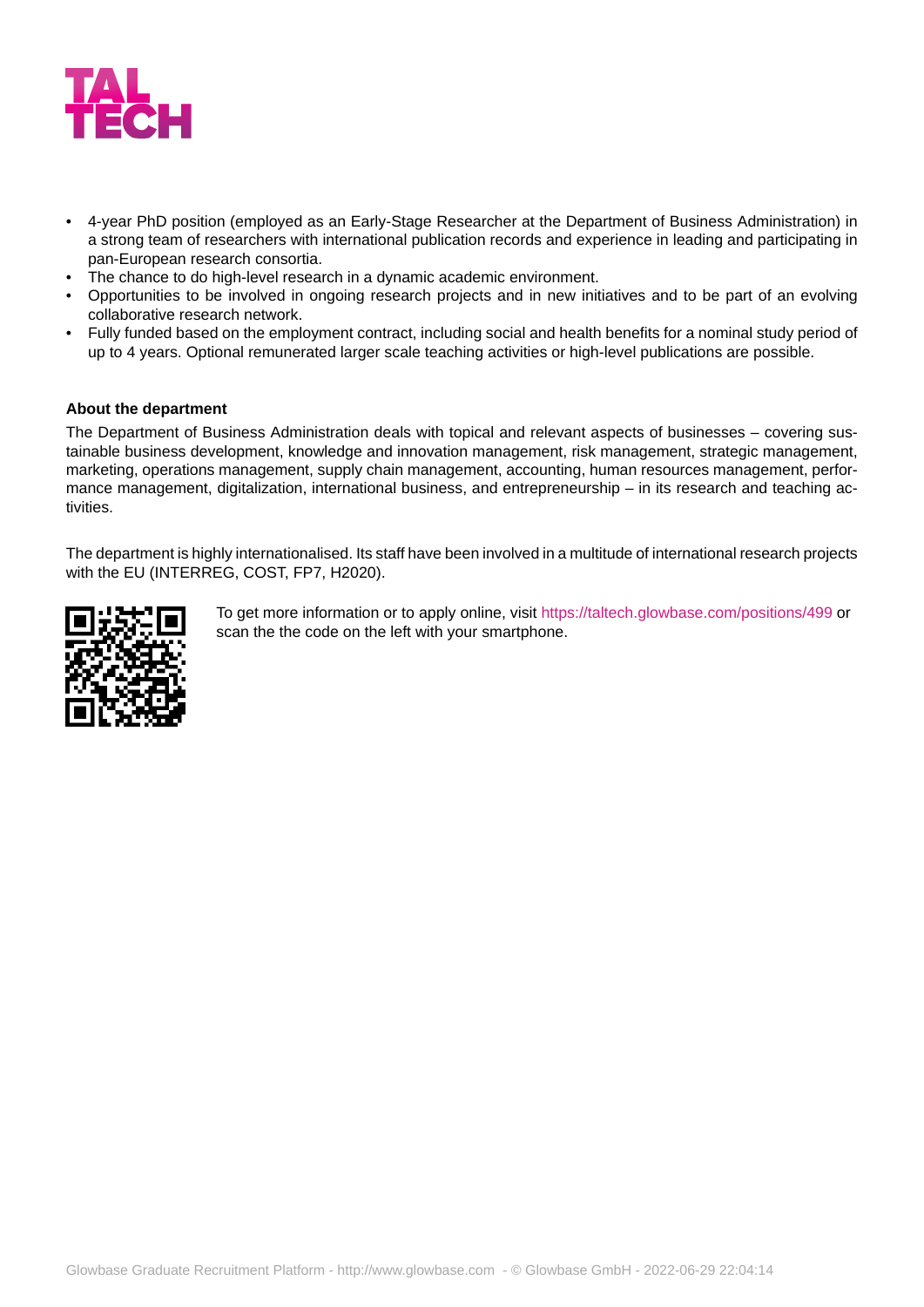- 4-year PhD position (employed as an Early-Stage Researcher at the Department of Business Administration) in a strong team of researchers with international publication records and experience in leading and participating in pan-European research consortia.
- The chance to do high-level research in a dynamic academic environment.
- Opportunities to be involved in ongoing research projects and in new initiatives and to be part of an evolving collaborative research network.
- Fully funded based on the employment contract, including social and health benefits for a nominal study period of up to 4 years. Optional remunerated larger scale teaching activities or high-level publications are possible.

**About the department**

The Department of Business Administration deals with topical and relevant aspects of businesses – covering sustainable business development, knowledge and innovation management, risk management, strategic management, marketing, operations management, supply chain management, accounting, human resources management, performance management, digitalization, international business, and entrepreneurship – in its research and teaching activities.

The department is highly internationalised. Its staff have been involved in a multitude of international research projects with the EU (INTERREG, COST, FP7, H2020).

To get more information or to apply online, visit https://taltech.glowbase.com/positions/499 or scan the the code on the left with your smartphone.